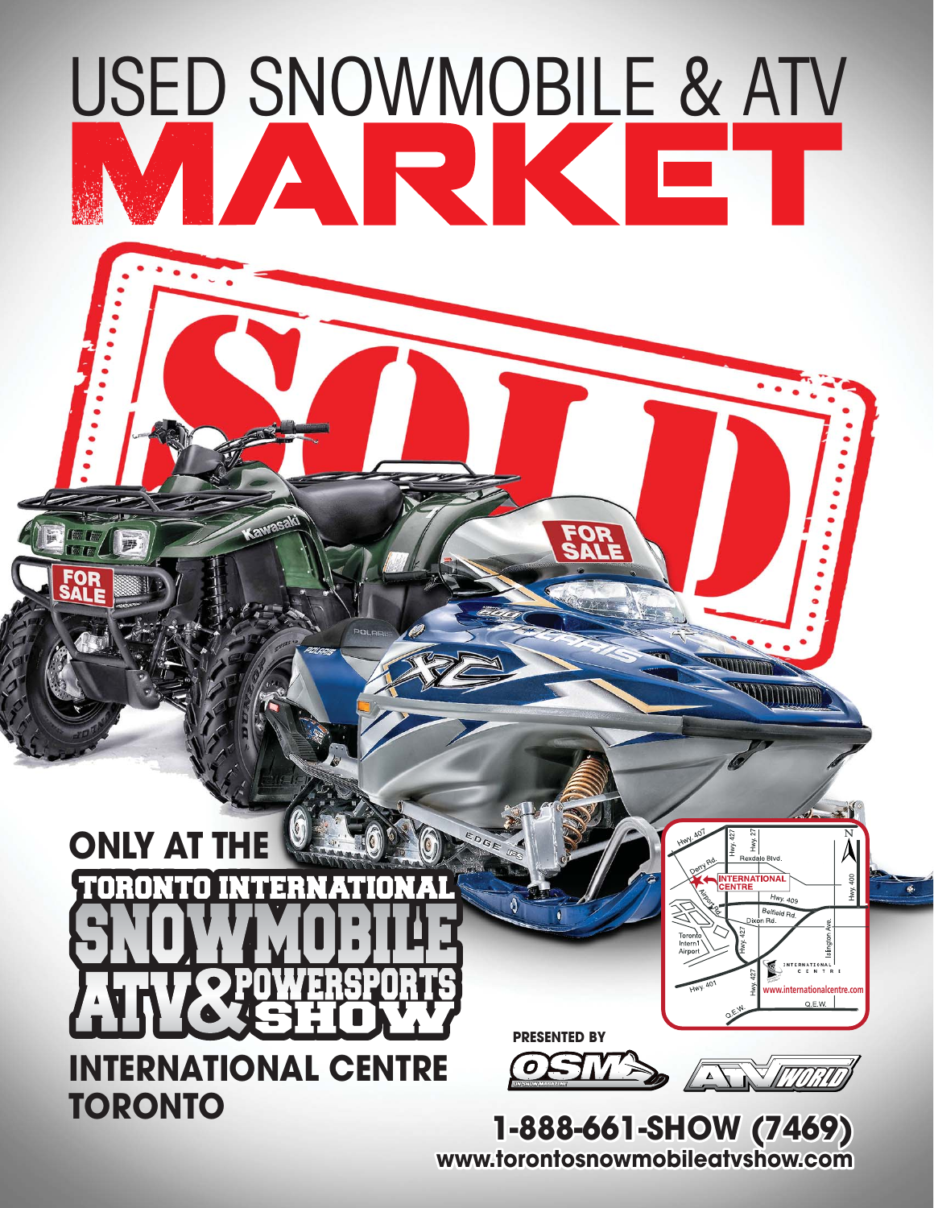# USED SNOWMOBILE & ATV MARKET

SOLD

FOR SALE

FOR SALE

## ONLY AT THE

## TORONTO INTERNATIONAL SNOWMOBILE ATV & POWERSPORTS SHOW

## INTERNATIONAL CENTRE TORONTO

PRESENTED BY

OSM ATV WORLD

**1-888-661-SHOW (7469)**

**www.torontosnowmobileatvshow.com**

Hwy. 407, Hwy. 427, Hwy. 27, Rexdale Blvd., Derry Rd., INTERNATIONAL CENTRE, Hwy. 400, Airport Rd., Hwy. 409, Belfield Rd., Dixon Rd., Toronto Intern'l Airport, Islington Ave., Hwy. 401, Q.E.W., INTERNATIONAL CENTRE, www.internationalcentre.com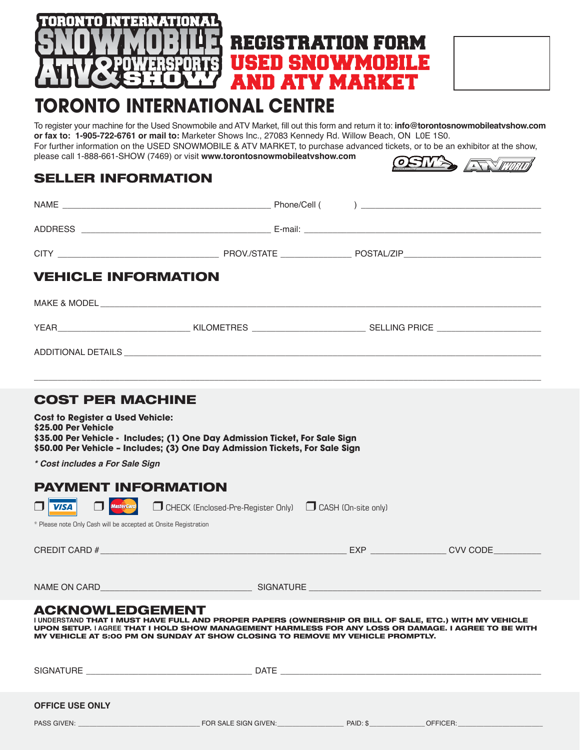# TORONTO INTERNATIONAL SNOWMOBILE ATV & POWERSPORTS SHOW

# REGISTRATION FORM
# USED SNOWMOBILE AND ATV MARKET

## TORONTO INTERNATIONAL CENTRE

To register your machine for the Used Snowmobile and ATV Market, fill out this form and return it to: **info@torontosnowmobileatvshow.com or fax to: 1-905-722-6761 or mail to:** Marketer Shows Inc., 27083 Kennedy Rd. Willow Beach, ON L0E 1S0.
For further information on the USED SNOWMOBILE & ATV MARKET, to purchase advanced tickets, or to be an exhibitor at the show, please call 1-888-661-SHOW (7469) or visit **www.torontosnowmobileatvshow.com**

## SELLER INFORMATION

NAME ________________________________ Phone/Cell ( ) ____________________________

ADDRESS ______________________________ E-mail: ________________________________

CITY __________________________ PROV./STATE ____________ POSTAL/ZIP____________________

## VEHICLE INFORMATION

MAKE & MODEL ____________________________________________________________

YEAR____________________ KILOMETRES __________________ SELLING PRICE ________________

ADDITIONAL DETAILS ______________________________________________________

__________________________________________________________________________

## COST PER MACHINE

**Cost to Register a Used Vehicle:**
**$25.00 Per Vehicle**
**$35.00 Per Vehicle - Includes; (1) One Day Admission Ticket, For Sale Sign**
**$50.00 Per Vehicle - Includes; (3) One Day Admission Tickets, For Sale Sign**

***\* Cost includes a For Sale Sign***

## PAYMENT INFORMATION

❒ VISA ❒ MasterCard ❒ CHECK (Enclosed-Pre-Register Only) ❒ CASH (On-site only)

\* Please note Only Cash will be accepted at Onsite Registration

CREDIT CARD # ______________________________________ EXP ____________ CVV CODE__________

NAME ON CARD__________________________ SIGNATURE ____________________________________

## ACKNOWLEDGEMENT

**I UNDERSTAND THAT I MUST HAVE FULL AND PROPER PAPERS (OWNERSHIP OR BILL OF SALE, ETC.) WITH MY VEHICLE UPON SETUP. I AGREE THAT I HOLD SHOW MANAGEMENT HARMLESS FOR ANY LOSS OR DAMAGE. I AGREE TO BE WITH MY VEHICLE AT 5:00 PM ON SUNDAY AT SHOW CLOSING TO REMOVE MY VEHICLE PROMPTLY.**

SIGNATURE ____________________________ DATE ____________________________________

**OFFICE USE ONLY**

PASS GIVEN: ____________________ FOR SALE SIGN GIVEN:____________ PAID: $___________ OFFICER: ________________